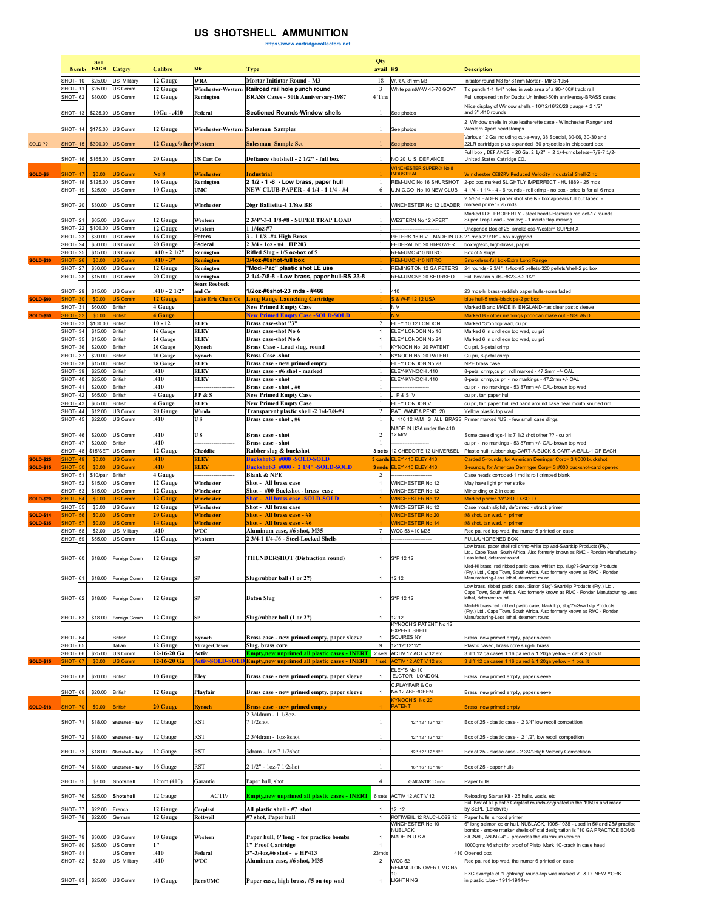# US SHOTSHELL AMMUNITION

https://www.cartridgecollectors.net

| | Numbr | | Sell EACH | Catgry | Calibre | Mfr | Type | Qty avail | HS | Description |
|---|---|---|---|---|---|---|---|---|---|---|
| | SHOT- | 10 | $25.00 | US Military | 12 Gauge | WRA | Mortar Initiator Round - M3 | 18 | W.R.A. 81mm M3 | Initiator round M3 for 81mm Mortar - Mfr 3-1954 |
| | SHOT- | 11 | $25.00 | US Comm | 12 Gauge | Winchester-Western | Railroad rail hole punch round | 3 | White paintW-W 45-70 GOVT | To punch 1-1 1/4" holes in web area of a 90-100# track rail |
| | SHOT- | 62 | $80.00 | US Comm | 12 Gauge | Remington | BRASS Cases - 50th Anniversary-1987 | 4 Tins | | Full unopened tin for Ducks Unlimited-50th anniversary-BRASS cases |
| | SHOT- | 13 | $225.00 | US Comm | 10Ga - .410 | Federal | Sectioned Rounds-Window shells | 1 | See photos | Niice display of Window shells - 10/12/16/20/28 gauge + 2 1/2" and 3" .410 rounds |
| | SHOT- | 14 | $175.00 | US Comm | 12 Gauge | Winchester-Western | Salesman Samples | 1 | See photos | 2 Window shells in blue leatherette case - Wiinchester Ranger and Western Xpert headstamps |
| SOLD ?? | SHOT- | 15 | $300.00 | US Comm | 12 Gauge/other | Western | Salesman Sample Set | 1 | See photos | Various 12 Ga including cut-a-way, 38 Special, 30-06, 30-30 and 22LR cartridges plus expanded .30 projectiles in chipboard box |
| | SHOT- | 16 | $165.00 | US Comm | 20 Gauge | US Cart Co | Defiance shotshell - 2 1/2" - full box | 1 | NO 20 U S DEFIANCE | Full box , DEFIANCE - 20 Ga. 2 1/2" - 2 1/4-smokeless--7/8-7 1/2-United States Cartridge CO. |
| SOLD-$5 | SHOT- | 17 | $0.00 | US Comm | No 8 | Winchester | Industrial | 1 | WINCHESTER SUPER-X No 8 INDUSTRIAL | Winchester CE8ZRV Reduced Velocity Industrial Shell-Zinc |
| | SHOT- | 18 | $125.00 | US Comm | 16 Gauge | Remington | 2 1/2 - 1 -8 - Low brass, paper hull | 1 | REM-UMC No 16 SHURSHOT | 2-pc box marked SLIGHTLY IMPERFECT - HU1889 - 25 rnds |
| | SHOT- | 19 | $25.00 | US Comm | 10 Gauge | UMC | NEW CLUB-PAPER - 4 1/4 - 1 1/4 - #4 | 6 | U.M.C.CO. No 10 NEW CLUB | 4 1/4 - 1 1/4 - 4 - 6 rounds - roll crimp - no box - price is for all 6 rnds |
| | SHOT- | 20 | $30.00 | US Comm | 12 Gauge | Winchester | 26gr Ballistite-1 1/8oz BB | 1 | WINCHESTER No 12 LEADER | 2 5/8"-LEADER paper shot shells - box appears full but taped - marked primer - 25 rnds |
| | SHOT- | 21 | $65.00 | US Comm | 12 Gauge | Western | 2 3/4"-3-1 1/8-#8 - SUPER TRAP LOAD | 1 | WESTERN No 12 XPERT | Marked U.S. PROPERTY - steel heads-Hercules red dot-17 rounds Super Trap Load - box avg - 1 inside flap missing |
| | SHOT- | 22 | $100.00 | US Comm | 12 Gauge | Western | 1 1/4oz-#7 | 1 | ---------------------------- | Unopened Box of 25, smokeless-Western SUPER X |
| | SHOT- | 23 | $30.00 | US Comm | 16 Gauge | Peters | 3 - 1 1/8 -#4 High Brass | 1 | PETERS 16 H.V. MADE IN U.S.A. | 21 rnds-2 9/16" - box avg/good |
| | SHOT- | 24 | $50.00 | US Comm | 20 Gauge | Federal | 2 3/4 - 1oz - #4 HP203 | 1 | FEDERAL No 20 HI-POWER | box vg/exc, high-brass, paper |
| | SHOT- | 25 | $15.00 | US Comm | .410 - 2 1/2" | Remington | Rifled Slug - 1/5 oz-box of 5 | 1 | REM-UMC 410 NITRO | Box of 5 slugs |
| SOLD-$30 | SHOT- | 26 | $0.00 | US Comm | .410 - 3" | Remington | 3/4oz-#6shot-full box | 1 | REM-UMC 410 NITRO | Smokeless-full box-Extra Long Range |
| | SHOT- | 27 | $30.00 | US Comm | 12 Gauge | Remington | "Modi-Pac" plastic shot LE use | 1 | REMINGTON 12 GA PETERS | 24 rounds- 2 3/4", 1/4oz-#5 pellets-320 pellets/shell-2 pc box |
| | SHOT- | 28 | $15.00 | US Comm | 20 Gauge | Remington | 2 1/4-7/8-8 - Low brass, paper hull-RS 23-8 | 1 | REM-UMCNo 20 SHURSHOT | Full box-tan hulls-RS23-8-2 1/2" |
| | SHOT- | 29 | $15.00 | US Comm | .410 - 2 1/2" | Sears Roebuck and Co | 1/2oz-#6shot-23 rnds - #466 | 1 | 410 | 23 rnds-hi brass-reddish paper hulls-some faded |
| SOLD-$90 | SHOT- | 30 | $0.00 | US Comm | 12 Gauge | Lake Erie Chem Co | Long Range Launching Cartridge | 1 | S & W-F 12 12 USA | blue hull-5 rnds-black pa-2 pc box |
| | SHOT- | 31 | $60.00 | British | 4 Gauge | | New Primed Empty Case | 1 | N V | Marked B and MADE IN ENGLAND-has clear pastic sleeve |
| SOLD-$50 | SHOT- | 32 | $0.00 | British | 4 Gauge | | New Primed Empty Case -SOLD-SOLD | 1 | N V | Marked B - other markings poor-can make out ENGLAND |
| | SHOT- | 33 | $100.00 | British | 10 - 12 | ELEY | Brass case-shot "3" | 2 | ELEY 10 12 LONDON | Marked "3"on top wad, cu pri |
| | SHOT- | 34 | $15.00 | British | 16 Gauge | ELEY | Brass case-shot No 6 | 1 | ELEY LONDON No 16 | Marked 6 in circl eon top wad, cu pri |
| | SHOT- | 35 | $15.00 | British | 24 Gauge | ELEY | Brass case-shot No 6 | 1 | ELEY LONDON No 24 | Marked 6 in circl eon top wad, cu pri |
| | SHOT- | 36 | $20.00 | British | 20 Gauge | Kynoch | Brass Case - Lead slug, round | 1 | KYNOCH No. 20 PATENT | Cu pri, 6-petal crimp |
| | SHOT- | 37 | $20.00 | British | 20 Gauge | Kynoch | Brass Case -shot | 1 | KYNOCH No. 20 PATENT | Cu pri, 6-petal crimp |
| | SHOT- | 38 | $15.00 | British | 28 Gauge | ELEY | Brass case - new primed empty | 1 | ELEY LONDON No 28 | NPE brass case |
| | SHOT- | 39 | $25.00 | British | .410 | ELEY | Brass case - #6 shot - marked | 1 | ELEY-KYNOCH .410 | 8-petal crimp,cu pri, roll marked - 47.2mm +/- OAL |
| | SHOT- | 40 | $25.00 | British | .410 | ELEY | Brass case - shot | 1 | ELEY-KYNOCH .410 | 8-petal crimp,cu pri - no markings - 47.2mm +/- OAL |
| | SHOT- | 41 | $20.00 | British | .410 | ----------------------- | Brass case - shot , #6 | 1 | ----------------------- | cu pri - no markings - 53.87mm +/- OAL-brown top wad |
| | SHOT- | 42 | $65.00 | British | 4 Gauge | J P & S | New Primed Empty Case | 1 | J. P & S V | cu pri, tan paper hull |
| | SHOT- | 43 | $65.00 | British | 4 Gauge | ELEY | New Primed Empty Case | 1 | ELEY LONDON V | cu pri, tan paper hull,red band around case near mouth,knurled rim |
| | SHOT- | 44 | $12.00 | US Comm | 20 Gauge | Wanda | Transparent plastic shell -2 1/4-7/8-#9 | 2 | PAT. WANDA PEND. 20 | Yellow plastic top wad |
| | SHOT- | 45 | $22.00 | US Comm | .410 | U S | Brass case - shot , #6 | 1 | U 410 12 M/M S ALL BRASS | Primer marked "US: - few small case dings |
| | SHOT- | 46 | $20.00 | US Comm | .410 | U S | Brass case - shot | 2 | MADE IN USA under the 410 12 M/M | Some case dings-1 is 7 1/2 shot other ?? - cu pri |
| | SHOT- | 47 | $20.00 | British | .410 | ----------------------- | Brass case - shot | 1 | ----------------------- | cu pri - no markings - 53.87mm +/- OAL-brown top wad |
| | SHOT- | 48 | $15/SET | US Comm | 12 Gauge | Cheddite | Rubber slug & buckshot | 3 sets | 12 CHEDDITE 12 UNIVERSEL | Plastic hull, rubber slug-CART-A-BUCK & CART-A-BALL-1 OF EACH |
| SOLD-$25 | SHOT- | 49 | $0.00 | US Comm | .410 | ELEY | Buckshot-3 #000 -SOLD-SOLD | 3 cards | ELEY 410 ELEY 410 | Carded 5-rounds, for American Derringer Corp= 3 #000 buckshot |
| SOLD-$15 | SHOT- | 50 | $0.00 | US Comm | .410 | ELEY | Buckshot-3 #000 - 2 1/4" -SOLD-SOLD | 3 rnds | ELEY 410 ELEY 410 | 3-rounds, for American Derringer Corp= 3 #000 buckshot-card opened |
| | SHOT- | 51 | $10/pair | British | 4 Gauge | ----------------------- | Blank & NPE | 2 | ----------------------- | Case heads corroded-1 rnd is roll crimped blank |
| | SHOT- | 52 | $15.00 | US Comm | 12 Gauge | Winchester | Shot - All brass case | 1 | WINCHESTER No 12 | May have light primer strike |
| | SHOT- | 53 | $15.00 | US Comm | 12 Gauge | Winchester | Shot - #00 Buckshot - brass case | 1 | WINCHESTER No 12 | Minor ding or 2 in case |
| SOLD-$20 | SHOT- | 54 | $0.00 | US Comm | 12 Gauge | Winchester | Shot - All brass case -SOLD-SOLD | 1 | WINCHESTER No 12 | Marked primer "W"-SOLD-SOLD |
| | SHOT- | 55 | $5.00 | US Comm | 12 Gauge | Winchester | Shot - All brass case | 1 | WINCHESTER No 12 | Case mouth slightly deformed - struck primer |
| SOLD-$14 | SHOT- | 56 | $0.00 | US Comm | 20 Gauge | Winchester | Shot - All brass case - #8 | 1 | WINCHESTER No 20 | #8 shot, tan wad, ni primer |
| SOLD-$35 | SHOT- | 57 | $0.00 | US Comm | 14 Gauge | Winchester | Shot - All brass case - #6 | 1 | WINCHESTER No 14 | #8 shot, tan wad, ni primer |
| | SHOT- | 58 | $2.00 | US Military | .410 | WCC | Aluminum case, #6 shot, M35 | 7 | WCC 53 410 M35 | Red pa, red top wad, the numer 6 printed on case |
| | SHOT- | 59 | $55.00 | US Comm | 12 Gauge | Western | 2 3/4-1 1/4-#6 - Steel-Locked Shells | 1 | ----------------------- | FULL/UNOPENED BOX |
| | SHOT- | 60 | $18.00 | Foreign Comm | 12 Gauge | SP | THUNDERSHOT (Distraction round) | 1 | S*P 12 12 | Low brass, paper shell,roll crimp-white top wad-Swartklip Products (Pty.) Ltd., Cape Town, South Africa. Also formerly known as RMC - Ronden Manufacturing-Less lethal, deterrent round |
| | SHOT- | 61 | $18.00 | Foreign Comm | 12 Gauge | SP | Slug/rubber ball (1 or 2?) | 1 | 12 12 | Med-Hi brass, red ribbed pastic case, whitish top, slug??-Swartklip Products (Pty.) Ltd., Cape Town, South Africa. Also formerly known as RMC - Ronden Manufacturing-Less lethal, deterrent round |
| | SHOT- | 62 | $18.00 | Foreign Comm | 12 Gauge | SP | Baton Slug | 1 | S*P 12 12 | Low brass, ribbed pastic case, :Baton Slug"-Swartklip Products (Pty.) Ltd., Cape Town, South Africa. Also formerly known as RMC - Ronden Manufacturing-Less lethal, deterrent round |
| | SHOT- | 63 | $18.00 | Foreign Comm | 12 Gauge | SP | Slug/rubber ball (1 or 2?) | 1 | 12 12 | Med-Hi brass,red ribbed pastic case, black top, slug??-Swartklip Products (Pty.) Ltd., Cape Town, South Africa. Also formerly known as RMC - Ronden Manufacturing-Less lethal, deterrent round |
| | SHOT- | 64 | | British | 12 Gauge | Kynoch | Brass case - new primed empty, paper sleeve | 1 | KYNOCH'S PATENT No 12 EXPERT SHELL SQUIRES NY | Brass, new primed empty, paper sleeve |
| | SHOT- | 65 | | Italian | 12 Gauge | Mirage/Clever | Slug, brass core | 9 | 12*12*12*12* | Plastic cased, brass core slug-hi brass |
| | SHOT- | 66 | $25.00 | US Comm | 12-16-20 Ga | Activ | Empty,new unprimed all plastic cases - INERT | 2 sets | ACTIV 12 ACTIV 12 etc | 3 diff 12 ga cases,1 16 ga red & 1 20ga yellow + cat & 2 pcs lit |
| SOLD-$15 | SHOT- | 67 | $0.00 | US Comm | 12-16-20 Ga | Activ-SOLD-SOLD | Empty,new unprimed all plastic cases - INERT | 1 set | ACTIV 12 ACTIV 12 etc | 3 diff 12 ga cases,1 16 ga red & 1 20ga yellow + 1 pcs lit |
| | SHOT- | 68 | $20.00 | British | 10 Gauge | Eley | Brass case - new primed empty, paper sleeve | 1 | ELEY'S No 10 EJCTOR . LONDON. | Brass, new primed empty, paper sleeve |
| | SHOT- | 69 | $20.00 | British | 12 Gauge | Playfair | Brass case - new primed empty, paper sleeve | 1 | C.PLAYFAIR & Co No 12 ABERDEEN | Brass, new primed empty, paper sleeve |
| SOLD-$18 | SHOT- | 70 | $0.00 | British | 20 Gauge | Kynoch | Brass case - new primed empty | 1 | KYNOCH'S No 20 PATENT | Brass, new primed empty |
| | SHOT- | 71 | $18.00 | Shotshell - Italy | 12 Gauge | RST | 2 3/4dram - 1 1/8oz- 7 1/2shot | 1 | 12 * 12 * 12 * 12 * | Box of 25 - plastic case - 2 3/4" low recoil competition |
| | SHOT- | 72 | $18.00 | Shotshell - Italy | 12 Gauge | RST | 2 3/4dram - 1oz-8shot | 1 | 12 * 12 * 12 * 12 * | Box of 25 - plastic case - 2 1/2", low recoil competition |
| | SHOT- | 73 | $18.00 | Shotshell - Italy | 12 Gauge | RST | 3dram - 1oz-7 1/2shot | 1 | 12 * 12 * 12 * 12 * | Box of 25 - plastic case - 2 3/4"-High Velocity Competition |
| | SHOT- | 74 | $18.00 | Shotshell - Italy | 16 Gauge | RST | 2 1/2" - 1oz-7 1/2shot | 1 | 16 * 16 * 16 * 16 * | Box of 25 - paper hulls |
| | SHOT- | 75 | $8.00 | Shotshell | 12mm (410) | Garantie | Paper hull, shot | 4 | GARANTIE 12m/m | Paper hulls |
| | SHOT- | 76 | $25.00 | Shotshell | 12 Gauge | ACTIV | Empty,new unprimed all plastic cases - INERT | 6 sets | ACTIV 12 ACTIV 12 | Reloading Starter Kit - 25 hulls, wads, etc |
| | SHOT- | 77 | $22.00 | French | 12 Gauge | Carplast | All plastic shell - #7 shot | 1 | 12 12 | Full box of all plastic Carplast rounds-originated in the 1950's and made by SEPL (Lefebvre) |
| | SHOT- | 78 | $22.00 | German | 12 Gauge | Rottweil | #7 shot, Paper hull | 1 | ROTTWEIIL 12 RAUCHLOSS 12 | Paper hulls, sinoxid primer |
| | SHOT- | 79 | $30.00 | US Comm | 10 Gauge | Western | Paper hull, 6"long - for practice bombs | 1 | WINCHESTER No 10 NUBLACK MADE IN U.S.A. | 6" long salmon color hull, NUBLACK, 1905-1938 - used in 5# and 25# practice bombs - smoke marker shells-official designation is "10 GA PRACTICE BOMB SIGNAL, AN-Mk-4" - precedes the aluminum version |
| | SHOT- | 80 | $25.00 | US Comm | 1" | | 1" Proof Cartridge | 1 | | 1000grns #6 shot for proof of Pistol Mark 1C-crack in case head |
| | SHOT- | 81 | | US Comm | .410 | Federal | 3"-3/4oz,#6 shot - # HP413 | 23rnds | 410 | Opened box |
| | SHOT- | 82 | $2.00 | US Military | .410 | WCC | Aluminum case, #6 shot, M35 | 2 | WCC 52 | Red pa, red top wad, the numer 6 printed on case |
| | SHOT- | 83 | $25.00 | US Comm | 10 Gauge | Rem/UMC | Paper case, high brass, #5 on top wad | 1 | REMINGTON OVER UMC No 10 LIGHTNING | EXC example of "Lightning" round-top was marked VL & D NEW YORK in plastic tube - 1911-1914+/- |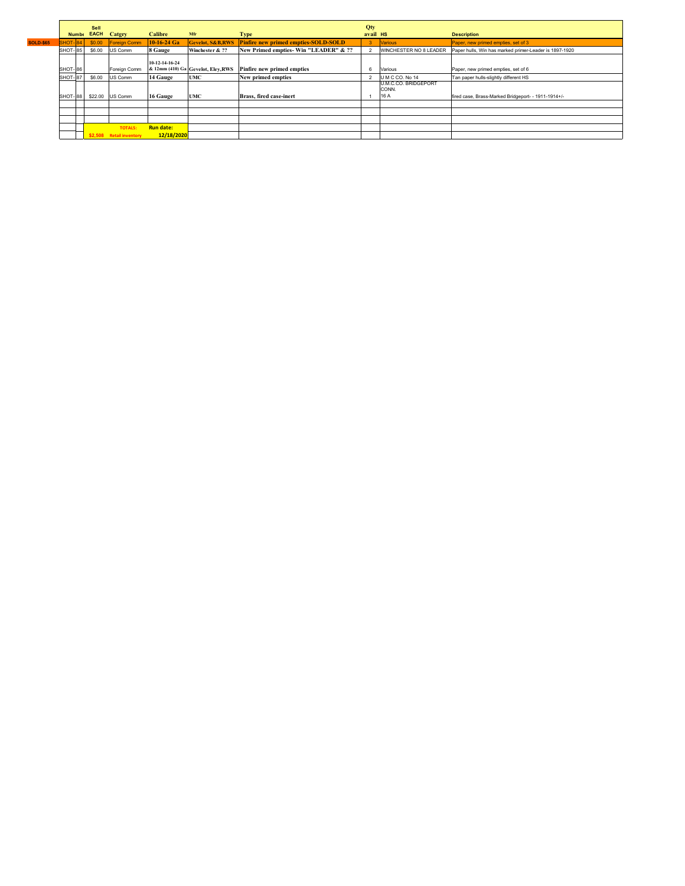| | Number | Sell EACH | Catgry | Calibre | Mfr | Type | Qty avail | HS | Description |
|---|---|---|---|---|---|---|---|---|---|
| SOLD-$65 | SHOT-84 | $0.00 | Foreign Comm | 10-16-24 Ga | Gevelot, S&B,RWS | Pinfire new primed empties-SOLD-SOLD | 3 | Various | Paper, new primed empties, set of 3 |
| | SHOT-85 | $6.00 | US Comm | 8 Gauge | Winchester & ?? | New Primed empties- Win "LEADER" & ?? | 2 | WINCHESTER NO 8 LEADER | Paper hulls, Win has marked primer-Leader is 1897-1920 |
| | SHOT-86 | | Foreign Comm | 10-12-14-16-24 & 12mm (410) Ga | Gevelot, Eley,RWS | Pinfire new primed empties | 6 | Various | Paper, new primed empties, set of 6 |
| | SHOT-87 | $6.00 | US Comm | 14 Gauge | UMC | New primed empties | 2 | U M C CO. No 14 | Tan paper hulls-slightly different HS |
| | SHOT-88 | $22.00 | US Comm | 16 Gauge | UMC | Brass, fired case-inert | 1 | U.M.C.CO. BRIDGEPORT CONN. 16 A | fired case, Brass-Marked Bridgeport- - 1911-1914+/- |
| | | | | | | | | | |
| | | | | | | | | | |
| | | | | | | | | | |
| | | | TOTALS: | Run date: | | | | | |
| | | $2,508 | Retail inventory | 12/18/2020 | | | | | |